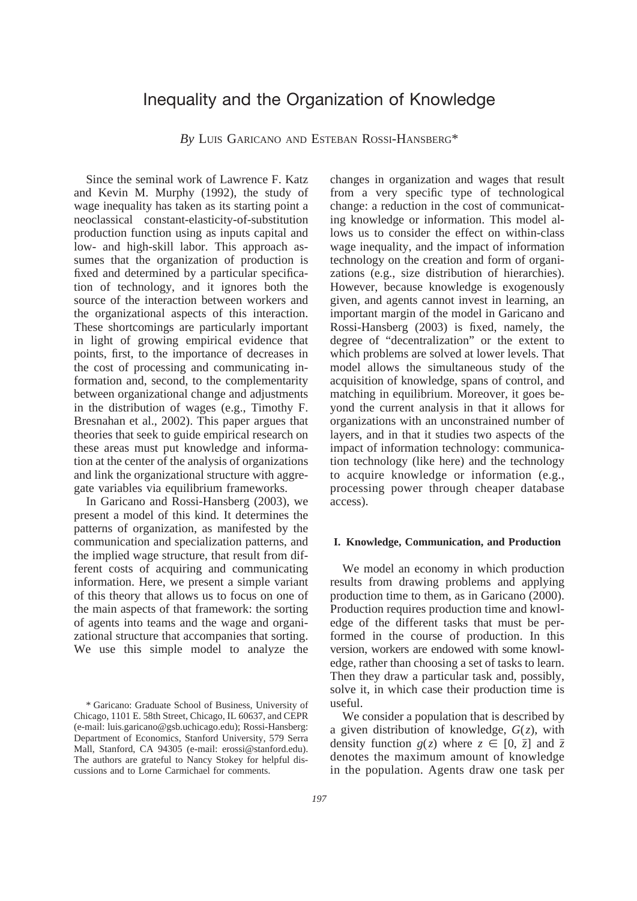# Inequality and the Organization of Knowledge

*By* Luis Garicano and Esteban Rossi-Hansberg*

Since the seminal work of Lawrence F. Katz and Kevin M. Murphy (1992), the study of wage inequality has taken as its starting point a neoclassical constant-elasticity-of-substitution production function using as inputs capital and low- and high-skill labor. This approach assumes that the organization of production is fixed and determined by a particular specification of technology, and it ignores both the source of the interaction between workers and the organizational aspects of this interaction. These shortcomings are particularly important in light of growing empirical evidence that points, first, to the importance of decreases in the cost of processing and communicating information and, second, to the complementarity between organizational change and adjustments in the distribution of wages (e.g., Timothy F. Bresnahan et al., 2002). This paper argues that theories that seek to guide empirical research on these areas must put knowledge and information at the center of the analysis of organizations and link the organizational structure with aggregate variables via equilibrium frameworks.

In Garicano and Rossi-Hansberg (2003), we present a model of this kind. It determines the patterns of organization, as manifested by the communication and specialization patterns, and the implied wage structure, that result from different costs of acquiring and communicating information. Here, we present a simple variant of this theory that allows us to focus on one of the main aspects of that framework: the sorting of agents into teams and the wage and organizational structure that accompanies that sorting. We use this simple model to analyze the changes in organization and wages that result from a very specific type of technological change: a reduction in the cost of communicating knowledge or information. This model allows us to consider the effect on within-class wage inequality, and the impact of information technology on the creation and form of organizations (e.g., size distribution of hierarchies). However, because knowledge is exogenously given, and agents cannot invest in learning, an important margin of the model in Garicano and Rossi-Hansberg (2003) is fixed, namely, the degree of "decentralization" or the extent to which problems are solved at lower levels. That model allows the simultaneous study of the acquisition of knowledge, spans of control, and matching in equilibrium. Moreover, it goes beyond the current analysis in that it allows for organizations with an unconstrained number of layers, and in that it studies two aspects of the impact of information technology: communication technology (like here) and the technology to acquire knowledge or information (e.g., processing power through cheaper database access).

## I. Knowledge, Communication, and Production

We model an economy in which production results from drawing problems and applying production time to them, as in Garicano (2000). Production requires production time and knowledge of the different tasks that must be performed in the course of production. In this version, workers are endowed with some knowledge, rather than choosing a set of tasks to learn. Then they draw a particular task and, possibly, solve it, in which case their production time is useful.

We consider a population that is described by a given distribution of knowledge, $G(z)$, with density function $g(z)$ where $z \in [0, \bar{z}]$ and $\bar{z}$ denotes the maximum amount of knowledge in the population. Agents draw one task per

\* Garicano: Graduate School of Business, University of Chicago, 1101 E. 58th Street, Chicago, IL 60637, and CEPR (e-mail: luis.garicano@gsb.uchicago.edu); Rossi-Hansberg: Department of Economics, Stanford University, 579 Serra Mall, Stanford, CA 94305 (e-mail: erossi@stanford.edu). The authors are grateful to Nancy Stokey for helpful discussions and to Lorne Carmichael for comments.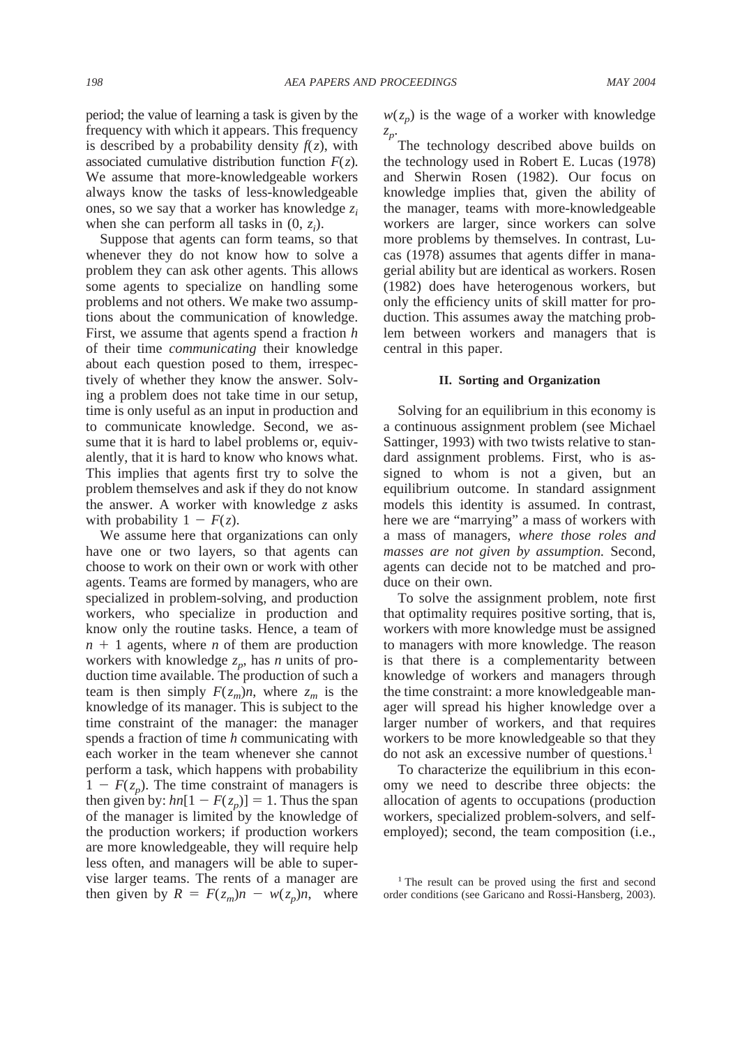period; the value of learning a task is given by the frequency with which it appears. This frequency is described by a probability density $f(z)$, with associated cumulative distribution function $F(z)$. We assume that more-knowledgeable workers always know the tasks of less-knowledgeable ones, so we say that a worker has knowledge $z_i$ when she can perform all tasks in $(0, z_i)$.

Suppose that agents can form teams, so that whenever they do not know how to solve a problem they can ask other agents. This allows some agents to specialize on handling some problems and not others. We make two assumptions about the communication of knowledge. First, we assume that agents spend a fraction $h$ of their time *communicating* their knowledge about each question posed to them, irrespectively of whether they know the answer. Solving a problem does not take time in our setup, time is only useful as an input in production and to communicate knowledge. Second, we assume that it is hard to label problems or, equivalently, that it is hard to know who knows what. This implies that agents first try to solve the problem themselves and ask if they do not know the answer. A worker with knowledge $z$ asks with probability $1 - F(z)$.

We assume here that organizations can only have one or two layers, so that agents can choose to work on their own or work with other agents. Teams are formed by managers, who are specialized in problem-solving, and production workers, who specialize in production and know only the routine tasks. Hence, a team of $n + 1$ agents, where $n$ of them are production workers with knowledge $z_p$, has $n$ units of production time available. The production of such a team is then simply $F(z_m)n$, where $z_m$ is the knowledge of its manager. This is subject to the time constraint of the manager: the manager spends a fraction of time $h$ communicating with each worker in the team whenever she cannot perform a task, which happens with probability $1 - F(z_p)$. The time constraint of managers is then given by: $hn[1 - F(z_p)] = 1$. Thus the span of the manager is limited by the knowledge of the production workers; if production workers are more knowledgeable, they will require help less often, and managers will be able to supervise larger teams. The rents of a manager are then given by $R = F(z_m)n - w(z_p)n$, where $w(z_p)$ is the wage of a worker with knowledge $z_p$.

The technology described above builds on the technology used in Robert E. Lucas (1978) and Sherwin Rosen (1982). Our focus on knowledge implies that, given the ability of the manager, teams with more-knowledgeable workers are larger, since workers can solve more problems by themselves. In contrast, Lucas (1978) assumes that agents differ in managerial ability but are identical as workers. Rosen (1982) does have heterogenous workers, but only the efficiency units of skill matter for production. This assumes away the matching problem between workers and managers that is central in this paper.

## II. Sorting and Organization

Solving for an equilibrium in this economy is a continuous assignment problem (see Michael Sattinger, 1993) with two twists relative to standard assignment problems. First, who is assigned to whom is not a given, but an equilibrium outcome. In standard assignment models this identity is assumed. In contrast, here we are "marrying" a mass of workers with a mass of managers, *where those roles and masses are not given by assumption.* Second, agents can decide not to be matched and produce on their own.

To solve the assignment problem, note first that optimality requires positive sorting, that is, workers with more knowledge must be assigned to managers with more knowledge. The reason is that there is a complementarity between knowledge of workers and managers through the time constraint: a more knowledgeable manager will spread his higher knowledge over a larger number of workers, and that requires workers to be more knowledgeable so that they do not ask an excessive number of questions.[1]

To characterize the equilibrium in this economy we need to describe three objects: the allocation of agents to occupations (production workers, specialized problem-solvers, and self-employed); second, the team composition (i.e.,

[1] The result can be proved using the first and second order conditions (see Garicano and Rossi-Hansberg, 2003).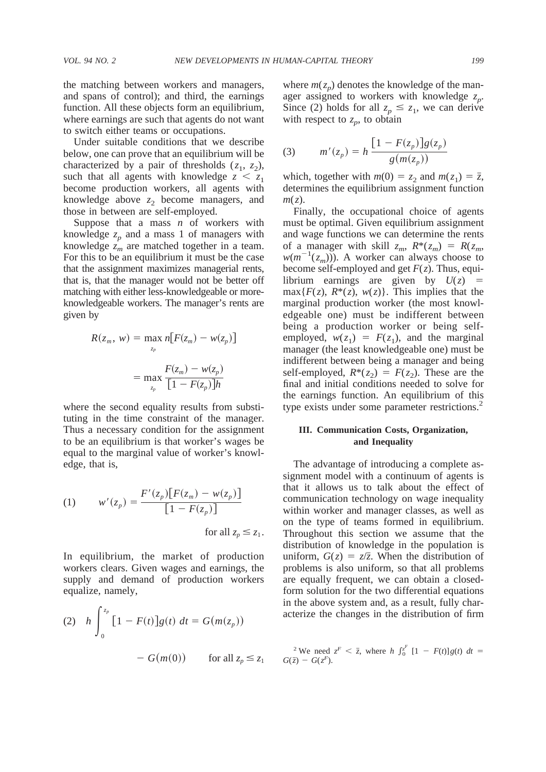the matching between workers and managers, and spans of control); and third, the earnings function. All these objects form an equilibrium, where earnings are such that agents do not want to switch either teams or occupations.

Under suitable conditions that we describe below, one can prove that an equilibrium will be characterized by a pair of thresholds $(z_1, z_2)$, such that all agents with knowledge $z < z_1$ become production workers, all agents with knowledge above $z_2$ become managers, and those in between are self-employed.

Suppose that a mass $n$ of workers with knowledge $z_p$ and a mass 1 of managers with knowledge $z_m$ are matched together in a team. For this to be an equilibrium it must be the case that the assignment maximizes managerial rents, that is, that the manager would not be better off matching with either less-knowledgeable or more-knowledgeable workers. The manager's rents are given by

$$R(z_m, w) = \max_{z_p} n[F(z_m) - w(z_p)]$$

$$= \max_{z_p} \frac{F(z_m) - w(z_p)}{[1 - F(z_p)]h}$$

where the second equality results from substituting in the time constraint of the manager. Thus a necessary condition for the assignment to be an equilibrium is that worker's wages be equal to the marginal value of worker's knowledge, that is,

$$(1) \qquad w'(z_p) = \frac{F'(z_p)[F(z_m) - w(z_p)]}{[1 - F(z_p)]} \qquad \text{for all } z_p \leq z_1.$$

In equilibrium, the market of production workers clears. Given wages and earnings, the supply and demand of production workers equalize, namely,

$$(2) \quad h \int_0^{z_p} [1 - F(t)]g(t)\, dt = G(m(z_p)) - G(m(0)) \qquad \text{for all } z_p \leq z_1$$

where $m(z_p)$ denotes the knowledge of the manager assigned to workers with knowledge $z_p$. Since (2) holds for all $z_p \leq z_1$, we can derive with respect to $z_p$, to obtain

$$(3) \qquad m'(z_p) = h\,\frac{[1 - F(z_p)]g(z_p)}{g(m(z_p))}$$

which, together with $m(0) = z_2$ and $m(z_1) = \bar{z}$, determines the equilibrium assignment function $m(z)$.

Finally, the occupational choice of agents must be optimal. Given equilibrium assignment and wage functions we can determine the rents of a manager with skill $z_m$, $R^*(z_m) = R(z_m, w(m^{-1}(z_m)))$. A worker can always choose to become self-employed and get $F(z)$. Thus, equilibrium earnings are given by $U(z) = \max\{F(z), R^*(z), w(z)\}$. This implies that the marginal production worker (the most knowledgeable one) must be indifferent between being a production worker or being self-employed, $w(z_1) = F(z_1)$, and the marginal manager (the least knowledgeable one) must be indifferent between being a manager and being self-employed, $R^*(z_2) = F(z_2)$. These are the final and initial conditions needed to solve for the earnings function. An equilibrium of this type exists under some parameter restrictions.[2]

### III. Communication Costs, Organization, and Inequality

The advantage of introducing a complete assignment model with a continuum of agents is that it allows us to talk about the effect of communication technology on wage inequality within worker and manager classes, as well as on the type of teams formed in equilibrium. Throughout this section we assume that the distribution of knowledge in the population is uniform, $G(z) = z/\bar{z}$. When the distribution of problems is also uniform, so that all problems are equally frequent, we can obtain a closed-form solution for the two differential equations in the above system and, as a result, fully characterize the changes in the distribution of firm

[2] We need $z^F < \bar{z}$, where $h \int_0^{z^F} [1 - F(t)]g(t)\, dt = G(\bar{z}) - G(z^F)$.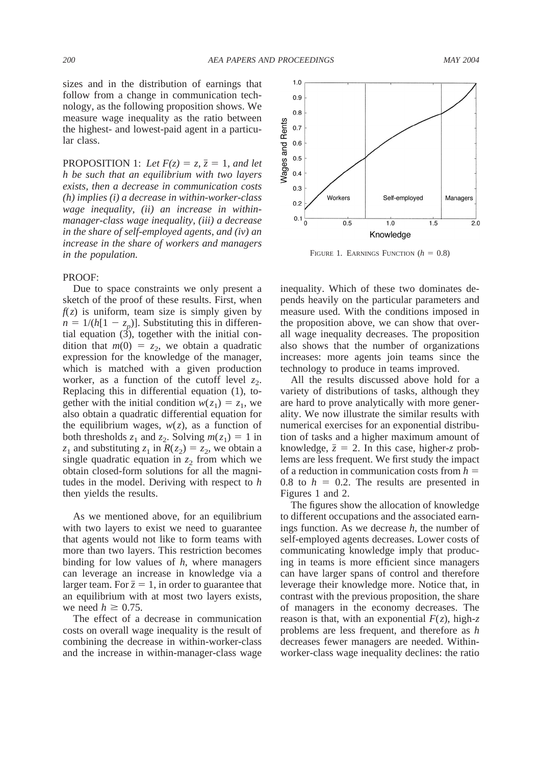sizes and in the distribution of earnings that follow from a change in communication technology, as the following proposition shows. We measure wage inequality as the ratio between the highest- and lowest-paid agent in a particular class.

PROPOSITION 1: *Let $F(z) = z$, $\bar{z} = 1$, and let $h$ be such that an equilibrium with two layers exists, then a decrease in communication costs ($h$) implies (i) a decrease in within-worker-class wage inequality, (ii) an increase in within-manager-class wage inequality, (iii) a decrease in the share of self-employed agents, and (iv) an increase in the share of workers and managers in the population.*

PROOF:

Due to space constraints we only present a sketch of the proof of these results. First, when $f(z)$ is uniform, team size is simply given by $n = 1/(h[1 - z_p)]$. Substituting this in differential equation (3), together with the initial condition that $m(0) = z_2$, we obtain a quadratic expression for the knowledge of the manager, which is matched with a given production worker, as a function of the cutoff level $z_2$. Replacing this in differential equation (1), together with the initial condition $w(z_1) = z_1$, we also obtain a quadratic differential equation for the equilibrium wages, $w(z)$, as a function of both thresholds $z_1$ and $z_2$. Solving $m(z_1) = 1$ in $z_1$ and substituting $z_1$ in $R(z_2) = z_2$, we obtain a single quadratic equation in $z_2$ from which we obtain closed-form solutions for all the magnitudes in the model. Deriving with respect to $h$ then yields the results.

As we mentioned above, for an equilibrium with two layers to exist we need to guarantee that agents would not like to form teams with more than two layers. This restriction becomes binding for low values of $h$, where managers can leverage an increase in knowledge via a larger team. For $\bar{z} = 1$, in order to guarantee that an equilibrium with at most two layers exists, we need $h \geq 0.75$.

The effect of a decrease in communication costs on overall wage inequality is the result of combining the decrease in within-worker-class and the increase in within-manager-class wage

Wages and Rents

Workers

Self-employed

Managers

Knowledge

1.0
0.9
0.8
0.7
0.6
0.5
0.4
0.3
0.2
0.1

0
0.5
1.0
1.5
2.0

FIGURE 1. EARNINGS FUNCTION ($h = 0.8$)

inequality. Which of these two dominates depends heavily on the particular parameters and measure used. With the conditions imposed in the proposition above, we can show that overall wage inequality decreases. The proposition also shows that the number of organizations increases: more agents join teams since the technology to produce in teams improved.

All the results discussed above hold for a variety of distributions of tasks, although they are hard to prove analytically with more generality. We now illustrate the similar results with numerical exercises for an exponential distribution of tasks and a higher maximum amount of knowledge, $\bar{z} = 2$. In this case, higher-$z$ problems are less frequent. We first study the impact of a reduction in communication costs from $h = 0.8$ to $h = 0.2$. The results are presented in Figures 1 and 2.

The figures show the allocation of knowledge to different occupations and the associated earnings function. As we decrease $h$, the number of self-employed agents decreases. Lower costs of communicating knowledge imply that producing in teams is more efficient since managers can have larger spans of control and therefore leverage their knowledge more. Notice that, in contrast with the previous proposition, the share of managers in the economy decreases. The reason is that, with an exponential $F(z)$, high-$z$ problems are less frequent, and therefore as $h$ decreases fewer managers are needed. Within-worker-class wage inequality declines: the ratio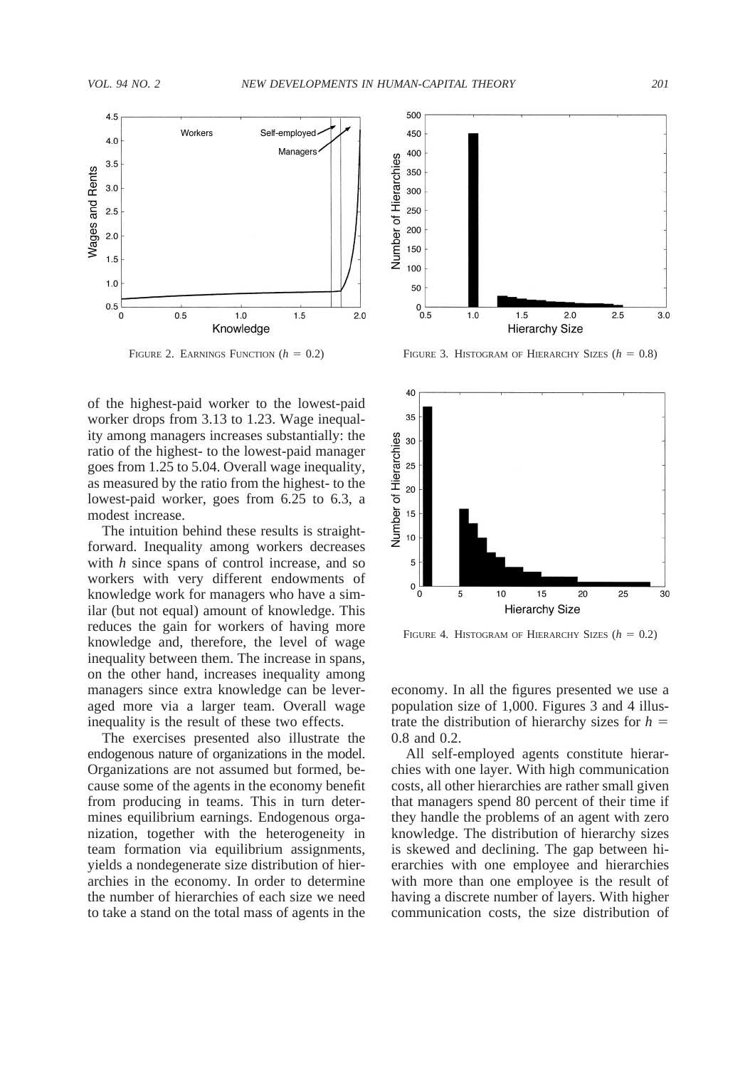4.5
4.0
3.5
3.0
2.5
2.0
1.5
1.0
0.5
Wages and Rents
Workers
Self-employed
Managers
0
0.5
1.0
1.5
2.0
Knowledge

FIGURE 2. EARNINGS FUNCTION ($h$ = 0.2)

500
450
400
350
300
250
200
150
100
50
0
Number of Hierarchies
0.5
1.0
1.5
2.0
2.5
3.0
Hierarchy Size

FIGURE 3. HISTOGRAM OF HIERARCHY SIZES ($h$ = 0.8)

40
35
30
25
20
15
10
5
0
Number of Hierarchies
0
5
10
15
20
25
30
Hierarchy Size

FIGURE 4. HISTOGRAM OF HIERARCHY SIZES ($h$ = 0.2)

of the highest-paid worker to the lowest-paid worker drops from 3.13 to 1.23. Wage inequality among managers increases substantially: the ratio of the highest- to the lowest-paid manager goes from 1.25 to 5.04. Overall wage inequality, as measured by the ratio from the highest- to the lowest-paid worker, goes from 6.25 to 6.3, a modest increase.

The intuition behind these results is straightforward. Inequality among workers decreases with $h$ since spans of control increase, and so workers with very different endowments of knowledge work for managers who have a similar (but not equal) amount of knowledge. This reduces the gain for workers of having more knowledge and, therefore, the level of wage inequality between them. The increase in spans, on the other hand, increases inequality among managers since extra knowledge can be leveraged more via a larger team. Overall wage inequality is the result of these two effects.

The exercises presented also illustrate the endogenous nature of organizations in the model. Organizations are not assumed but formed, because some of the agents in the economy benefit from producing in teams. This in turn determines equilibrium earnings. Endogenous organization, together with the heterogeneity in team formation via equilibrium assignments, yields a nondegenerate size distribution of hierarchies in the economy. In order to determine the number of hierarchies of each size we need to take a stand on the total mass of agents in the economy. In all the figures presented we use a population size of 1,000. Figures 3 and 4 illustrate the distribution of hierarchy sizes for $h$ = 0.8 and 0.2.

All self-employed agents constitute hierarchies with one layer. With high communication costs, all other hierarchies are rather small given that managers spend 80 percent of their time if they handle the problems of an agent with zero knowledge. The distribution of hierarchy sizes is skewed and declining. The gap between hierarchies with one employee and hierarchies with more than one employee is the result of having a discrete number of layers. With higher communication costs, the size distribution of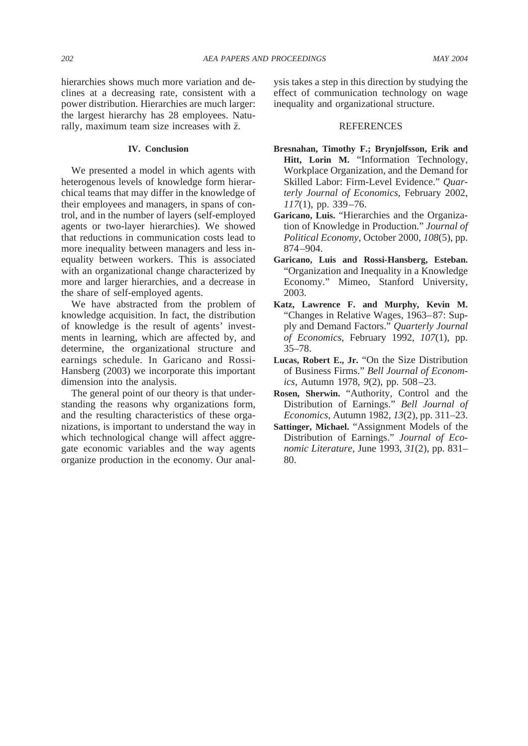hierarchies shows much more variation and declines at a decreasing rate, consistent with a power distribution. Hierarchies are much larger: the largest hierarchy has 28 employees. Naturally, maximum team size increases with $\bar{z}$.

## IV. Conclusion

We presented a model in which agents with heterogenous levels of knowledge form hierarchical teams that may differ in the knowledge of their employees and managers, in spans of control, and in the number of layers (self-employed agents or two-layer hierarchies). We showed that reductions in communication costs lead to more inequality between managers and less inequality between workers. This is associated with an organizational change characterized by more and larger hierarchies, and a decrease in the share of self-employed agents.

We have abstracted from the problem of knowledge acquisition. In fact, the distribution of knowledge is the result of agents' investments in learning, which are affected by, and determine, the organizational structure and earnings schedule. In Garicano and Rossi-Hansberg (2003) we incorporate this important dimension into the analysis.

The general point of our theory is that understanding the reasons why organizations form, and the resulting characteristics of these organizations, is important to understand the way in which technological change will affect aggregate economic variables and the way agents organize production in the economy. Our analysis takes a step in this direction by studying the effect of communication technology on wage inequality and organizational structure.

## REFERENCES

**Bresnahan, Timothy F.; Brynjolfsson, Erik and Hitt, Lorin M.** "Information Technology, Workplace Organization, and the Demand for Skilled Labor: Firm-Level Evidence." *Quarterly Journal of Economics*, February 2002, *117*(1), pp. 339–76.

**Garicano, Luis.** "Hierarchies and the Organization of Knowledge in Production." *Journal of Political Economy*, October 2000, *108*(5), pp. 874–904.

**Garicano, Luis and Rossi-Hansberg, Esteban.** "Organization and Inequality in a Knowledge Economy." Mimeo, Stanford University, 2003.

**Katz, Lawrence F. and Murphy, Kevin M.** "Changes in Relative Wages, 1963–87: Supply and Demand Factors." *Quarterly Journal of Economics*, February 1992, *107*(1), pp. 35–78.

**Lucas, Robert E., Jr.** "On the Size Distribution of Business Firms." *Bell Journal of Economics*, Autumn 1978, *9*(2), pp. 508–23.

**Rosen, Sherwin.** "Authority, Control and the Distribution of Earnings." *Bell Journal of Economics*, Autumn 1982, *13*(2), pp. 311–23.

**Sattinger, Michael.** "Assignment Models of the Distribution of Earnings." *Journal of Economic Literature*, June 1993, *31*(2), pp. 831–80.